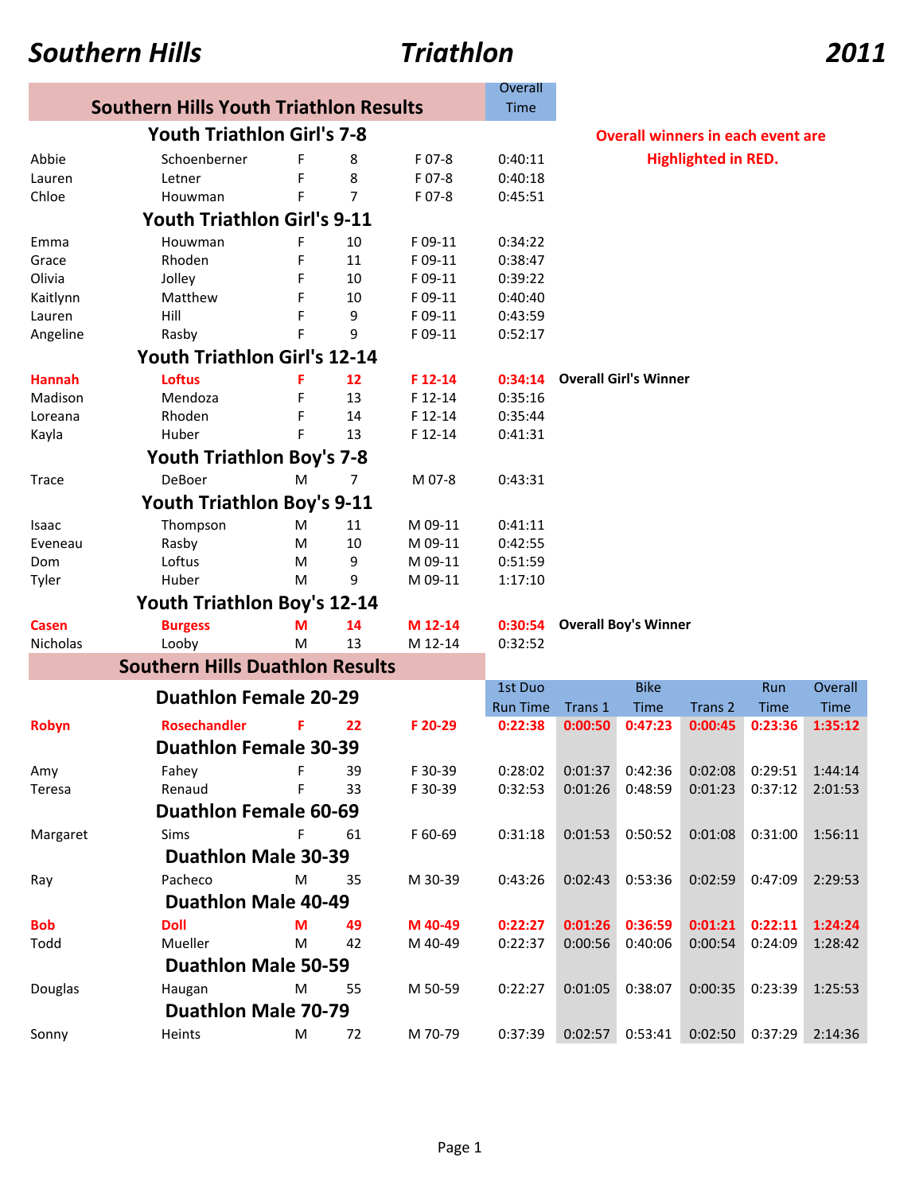# Southern Hills Triathlon 2011

## Southern Hills Youth Triathlon Results

**Overall winners in each event are Highlighted in RED.**

| First | Last | Sex | Age | Division | Overall Time | |
|---|---|---|---|---|---|---|
| **Youth Triathlon Girl's 7-8** | | | | | | |
| Abbie | Schoenberner | F | 8 | F 07-8 | 0:40:11 | |
| Lauren | Letner | F | 8 | F 07-8 | 0:40:18 | |
| Chloe | Houwman | F | 7 | F 07-8 | 0:45:51 | |
| **Youth Triathlon Girl's 9-11** | | | | | | |
| Emma | Houwman | F | 10 | F 09-11 | 0:34:22 | |
| Grace | Rhoden | F | 11 | F 09-11 | 0:38:47 | |
| Olivia | Jolley | F | 10 | F 09-11 | 0:39:22 | |
| Kaitlynn | Matthew | F | 10 | F 09-11 | 0:40:40 | |
| Lauren | Hill | F | 9 | F 09-11 | 0:43:59 | |
| Angeline | Rasby | F | 9 | F 09-11 | 0:52:17 | |
| **Youth Triathlon Girl's 12-14** | | | | | | |
| **Hannah** | **Loftus** | **F** | **12** | **F 12-14** | **0:34:14** | **Overall Girl's Winner** |
| Madison | Mendoza | F | 13 | F 12-14 | 0:35:16 | |
| Loreana | Rhoden | F | 14 | F 12-14 | 0:35:44 | |
| Kayla | Huber | F | 13 | F 12-14 | 0:41:31 | |
| **Youth Triathlon Boy's 7-8** | | | | | | |
| Trace | DeBoer | M | 7 | M 07-8 | 0:43:31 | |
| **Youth Triathlon Boy's 9-11** | | | | | | |
| Isaac | Thompson | M | 11 | M 09-11 | 0:41:11 | |
| Eveneau | Rasby | M | 10 | M 09-11 | 0:42:55 | |
| Dom | Loftus | M | 9 | M 09-11 | 0:51:59 | |
| Tyler | Huber | M | 9 | M 09-11 | 1:17:10 | |
| **Youth Triathlon Boy's 12-14** | | | | | | |
| **Casen** | **Burgess** | **M** | **14** | **M 12-14** | **0:30:54** | **Overall Boy's Winner** |
| Nicholas | Looby | M | 13 | M 12-14 | 0:32:52 | |

## Southern Hills Duathlon Results

| First | Last | Sex | Age | Division | 1st Duo Run Time | Trans 1 | Bike Time | Trans 2 | Run Time | Overall Time |
|---|---|---|---|---|---|---|---|---|---|---|
| **Duathlon Female 20-29** | | | | | | | | | | |
| **Robyn** | **Rosechandler** | **F** | **22** | **F 20-29** | **0:22:38** | **0:00:50** | **0:47:23** | **0:00:45** | **0:23:36** | **1:35:12** |
| **Duathlon Female 30-39** | | | | | | | | | | |
| Amy | Fahey | F | 39 | F 30-39 | 0:28:02 | 0:01:37 | 0:42:36 | 0:02:08 | 0:29:51 | 1:44:14 |
| Teresa | Renaud | F | 33 | F 30-39 | 0:32:53 | 0:01:26 | 0:48:59 | 0:01:23 | 0:37:12 | 2:01:53 |
| **Duathlon Female 60-69** | | | | | | | | | | |
| Margaret | Sims | F | 61 | F 60-69 | 0:31:18 | 0:01:53 | 0:50:52 | 0:01:08 | 0:31:00 | 1:56:11 |
| **Duathlon Male 30-39** | | | | | | | | | | |
| Ray | Pacheco | M | 35 | M 30-39 | 0:43:26 | 0:02:43 | 0:53:36 | 0:02:59 | 0:47:09 | 2:29:53 |
| **Duathlon Male 40-49** | | | | | | | | | | |
| **Bob** | **Doll** | **M** | **49** | **M 40-49** | **0:22:27** | **0:01:26** | **0:36:59** | **0:01:21** | **0:22:11** | **1:24:24** |
| Todd | Mueller | M | 42 | M 40-49 | 0:22:37 | 0:00:56 | 0:40:06 | 0:00:54 | 0:24:09 | 1:28:42 |
| **Duathlon Male 50-59** | | | | | | | | | | |
| Douglas | Haugan | M | 55 | M 50-59 | 0:22:27 | 0:01:05 | 0:38:07 | 0:00:35 | 0:23:39 | 1:25:53 |
| **Duathlon Male 70-79** | | | | | | | | | | |
| Sonny | Heints | M | 72 | M 70-79 | 0:37:39 | 0:02:57 | 0:53:41 | 0:02:50 | 0:37:29 | 2:14:36 |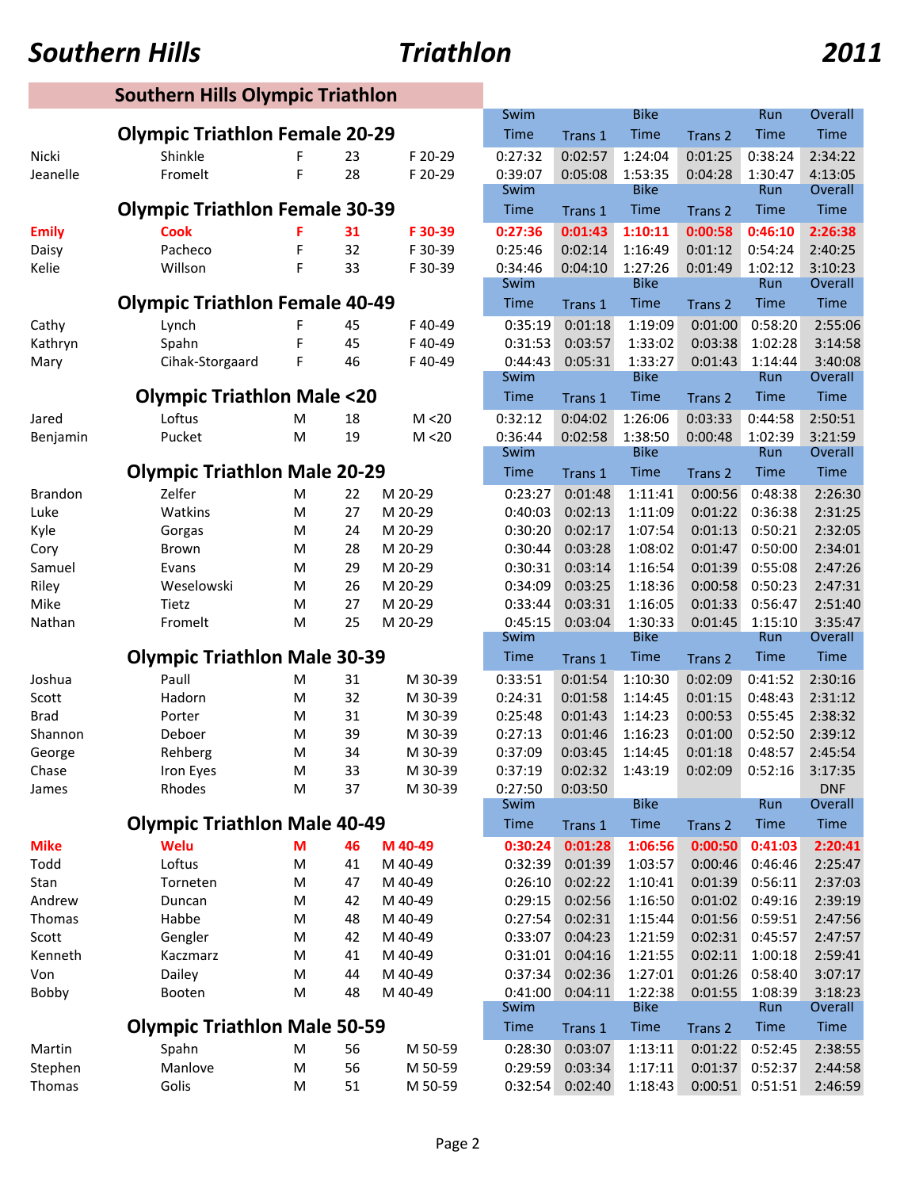# Southern Hills Triathlon 2011

## Southern Hills Olympic Triathlon

### Olympic Triathlon Female 20-29

| | | | | | Swim Time | Trans 1 | Bike Time | Trans 2 | Run Time | Overall Time |
|---|---|---|---|---|---|---|---|---|---|---|
| Nicki | Shinkle | F | 23 | F 20-29 | 0:27:32 | 0:02:57 | 1:24:04 | 0:01:25 | 0:38:24 | 2:34:22 |
| Jeanelle | Fromelt | F | 28 | F 20-29 | 0:39:07 | 0:05:08 | 1:53:35 | 0:04:28 | 1:30:47 | 4:13:05 |

### Olympic Triathlon Female 30-39

| | | | | | Swim Time | Trans 1 | Bike Time | Trans 2 | Run Time | Overall Time |
|---|---|---|---|---|---|---|---|---|---|---|
| **Emily** | **Cook** | **F** | **31** | **F 30-39** | **0:27:36** | **0:01:43** | **1:10:11** | **0:00:58** | **0:46:10** | **2:26:38** |
| Daisy | Pacheco | F | 32 | F 30-39 | 0:25:46 | 0:02:14 | 1:16:49 | 0:01:12 | 0:54:24 | 2:40:25 |
| Kelie | Willson | F | 33 | F 30-39 | 0:34:46 | 0:04:10 | 1:27:26 | 0:01:49 | 1:02:12 | 3:10:23 |

### Olympic Triathlon Female 40-49

| | | | | | Swim Time | Trans 1 | Bike Time | Trans 2 | Run Time | Overall Time |
|---|---|---|---|---|---|---|---|---|---|---|
| Cathy | Lynch | F | 45 | F 40-49 | 0:35:19 | 0:01:18 | 1:19:09 | 0:01:00 | 0:58:20 | 2:55:06 |
| Kathryn | Spahn | F | 45 | F 40-49 | 0:31:53 | 0:03:57 | 1:33:02 | 0:03:38 | 1:02:28 | 3:14:58 |
| Mary | Cihak-Storgaard | F | 46 | F 40-49 | 0:44:43 | 0:05:31 | 1:33:27 | 0:01:43 | 1:14:44 | 3:40:08 |

### Olympic Triathlon Male <20

| | | | | | Swim Time | Trans 1 | Bike Time | Trans 2 | Run Time | Overall Time |
|---|---|---|---|---|---|---|---|---|---|---|
| Jared | Loftus | M | 18 | M <20 | 0:32:12 | 0:04:02 | 1:26:06 | 0:03:33 | 0:44:58 | 2:50:51 |
| Benjamin | Pucket | M | 19 | M <20 | 0:36:44 | 0:02:58 | 1:38:50 | 0:00:48 | 1:02:39 | 3:21:59 |

### Olympic Triathlon Male 20-29

| | | | | | Swim Time | Trans 1 | Bike Time | Trans 2 | Run Time | Overall Time |
|---|---|---|---|---|---|---|---|---|---|---|
| Brandon | Zelfer | M | 22 | M 20-29 | 0:23:27 | 0:01:48 | 1:11:41 | 0:00:56 | 0:48:38 | 2:26:30 |
| Luke | Watkins | M | 27 | M 20-29 | 0:40:03 | 0:02:13 | 1:11:09 | 0:01:22 | 0:36:38 | 2:31:25 |
| Kyle | Gorgas | M | 24 | M 20-29 | 0:30:20 | 0:02:17 | 1:07:54 | 0:01:13 | 0:50:21 | 2:32:05 |
| Cory | Brown | M | 28 | M 20-29 | 0:30:44 | 0:03:28 | 1:08:02 | 0:01:47 | 0:50:00 | 2:34:01 |
| Samuel | Evans | M | 29 | M 20-29 | 0:30:31 | 0:03:14 | 1:16:54 | 0:01:39 | 0:55:08 | 2:47:26 |
| Riley | Weselowski | M | 26 | M 20-29 | 0:34:09 | 0:03:25 | 1:18:36 | 0:00:58 | 0:50:23 | 2:47:31 |
| Mike | Tietz | M | 27 | M 20-29 | 0:33:44 | 0:03:31 | 1:16:05 | 0:01:33 | 0:56:47 | 2:51:40 |
| Nathan | Fromelt | M | 25 | M 20-29 | 0:45:15 | 0:03:04 | 1:30:33 | 0:01:45 | 1:15:10 | 3:35:47 |

### Olympic Triathlon Male 30-39

| | | | | | Swim Time | Trans 1 | Bike Time | Trans 2 | Run Time | Overall Time |
|---|---|---|---|---|---|---|---|---|---|---|
| Joshua | Paull | M | 31 | M 30-39 | 0:33:51 | 0:01:54 | 1:10:30 | 0:02:09 | 0:41:52 | 2:30:16 |
| Scott | Hadorn | M | 32 | M 30-39 | 0:24:31 | 0:01:58 | 1:14:45 | 0:01:15 | 0:48:43 | 2:31:12 |
| Brad | Porter | M | 31 | M 30-39 | 0:25:48 | 0:01:43 | 1:14:23 | 0:00:53 | 0:55:45 | 2:38:32 |
| Shannon | Deboer | M | 39 | M 30-39 | 0:27:13 | 0:01:46 | 1:16:23 | 0:01:00 | 0:52:50 | 2:39:12 |
| George | Rehberg | M | 34 | M 30-39 | 0:37:09 | 0:03:45 | 1:14:45 | 0:01:18 | 0:48:57 | 2:45:54 |
| Chase | Iron Eyes | M | 33 | M 30-39 | 0:37:19 | 0:02:32 | 1:43:19 | 0:02:09 | 0:52:16 | 3:17:35 |
| James | Rhodes | M | 37 | M 30-39 | 0:27:50 | 0:03:50 | | | | DNF |

### Olympic Triathlon Male 40-49

| | | | | | Swim Time | Trans 1 | Bike Time | Trans 2 | Run Time | Overall Time |
|---|---|---|---|---|---|---|---|---|---|---|
| **Mike** | **Welu** | **M** | **46** | **M 40-49** | **0:30:24** | **0:01:28** | **1:06:56** | **0:00:50** | **0:41:03** | **2:20:41** |
| Todd | Loftus | M | 41 | M 40-49 | 0:32:39 | 0:01:39 | 1:03:57 | 0:00:46 | 0:46:46 | 2:25:47 |
| Stan | Torneten | M | 47 | M 40-49 | 0:26:10 | 0:02:22 | 1:10:41 | 0:01:39 | 0:56:11 | 2:37:03 |
| Andrew | Duncan | M | 42 | M 40-49 | 0:29:15 | 0:02:56 | 1:16:50 | 0:01:02 | 0:49:16 | 2:39:19 |
| Thomas | Habbe | M | 48 | M 40-49 | 0:27:54 | 0:02:31 | 1:15:44 | 0:01:56 | 0:59:51 | 2:47:56 |
| Scott | Gengler | M | 42 | M 40-49 | 0:33:07 | 0:04:23 | 1:21:59 | 0:02:31 | 0:45:57 | 2:47:57 |
| Kenneth | Kaczmarz | M | 41 | M 40-49 | 0:31:01 | 0:04:16 | 1:21:55 | 0:02:11 | 1:00:18 | 2:59:41 |
| Von | Dailey | M | 44 | M 40-49 | 0:37:34 | 0:02:36 | 1:27:01 | 0:01:26 | 0:58:40 | 3:07:17 |
| Bobby | Booten | M | 48 | M 40-49 | 0:41:00 | 0:04:11 | 1:22:38 | 0:01:55 | 1:08:39 | 3:18:23 |

### Olympic Triathlon Male 50-59

| | | | | | Swim Time | Trans 1 | Bike Time | Trans 2 | Run Time | Overall Time |
|---|---|---|---|---|---|---|---|---|---|---|
| Martin | Spahn | M | 56 | M 50-59 | 0:28:30 | 0:03:07 | 1:13:11 | 0:01:22 | 0:52:45 | 2:38:55 |
| Stephen | Manlove | M | 56 | M 50-59 | 0:29:59 | 0:03:34 | 1:17:11 | 0:01:37 | 0:52:37 | 2:44:58 |
| Thomas | Golis | M | 51 | M 50-59 | 0:32:54 | 0:02:40 | 1:18:43 | 0:00:51 | 0:51:51 | 2:46:59 |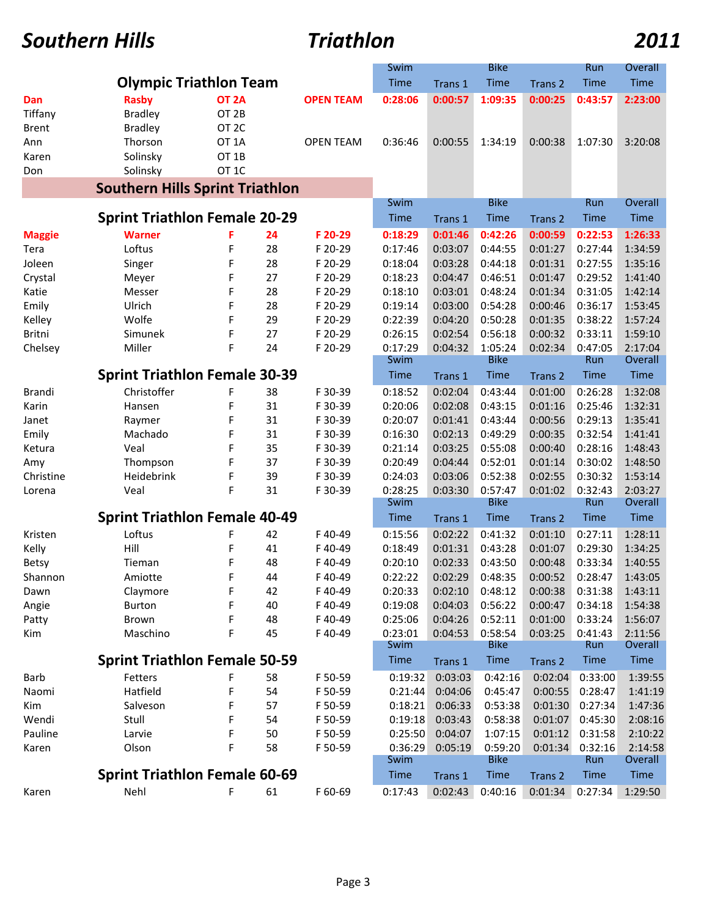# Southern Hills Triathlon 2011

## Olympic Triathlon Team

| First | Last | Team | Division | Swim Time | Trans 1 | Bike Time | Trans 2 | Run Time | Overall Time |
|---|---|---|---|---|---|---|---|---|---|
| **Dan** | **Rasby** | **OT 2A** | **OPEN TEAM** | **0:28:06** | **0:00:57** | **1:09:35** | **0:00:25** | **0:43:57** | **2:23:00** |
| Tiffany | Bradley | OT 2B | | | | | | | |
| Brent | Bradley | OT 2C | | | | | | | |
| Ann | Thorson | OT 1A | OPEN TEAM | 0:36:46 | 0:00:55 | 1:34:19 | 0:00:38 | 1:07:30 | 3:20:08 |
| Karen | Solinsky | OT 1B | | | | | | | |
| Don | Solinsky | OT 1C | | | | | | | |

## Southern Hills Sprint Triathlon

### Sprint Triathlon Female 20-29

| First | Last | Sex | Age | Division | Swim Time | Trans 1 | Bike Time | Trans 2 | Run Time | Overall Time |
|---|---|---|---|---|---|---|---|---|---|---|
| **Maggie** | **Warner** | **F** | **24** | **F 20-29** | **0:18:29** | **0:01:46** | **0:42:26** | **0:00:59** | **0:22:53** | **1:26:33** |
| Tera | Loftus | F | 28 | F 20-29 | 0:17:46 | 0:03:07 | 0:44:55 | 0:01:27 | 0:27:44 | 1:34:59 |
| Joleen | Singer | F | 28 | F 20-29 | 0:18:04 | 0:03:28 | 0:44:18 | 0:01:31 | 0:27:55 | 1:35:16 |
| Crystal | Meyer | F | 27 | F 20-29 | 0:18:23 | 0:04:47 | 0:46:51 | 0:01:47 | 0:29:52 | 1:41:40 |
| Katie | Messer | F | 28 | F 20-29 | 0:18:10 | 0:03:01 | 0:48:24 | 0:01:34 | 0:31:05 | 1:42:14 |
| Emily | Ulrich | F | 28 | F 20-29 | 0:19:14 | 0:03:00 | 0:54:28 | 0:00:46 | 0:36:17 | 1:53:45 |
| Kelley | Wolfe | F | 29 | F 20-29 | 0:22:39 | 0:04:20 | 0:50:28 | 0:01:35 | 0:38:22 | 1:57:24 |
| Britni | Simunek | F | 27 | F 20-29 | 0:26:15 | 0:02:54 | 0:56:18 | 0:00:32 | 0:33:11 | 1:59:10 |
| Chelsey | Miller | F | 24 | F 20-29 | 0:17:29 | 0:04:32 | 1:05:24 | 0:02:34 | 0:47:05 | 2:17:04 |

### Sprint Triathlon Female 30-39

| First | Last | Sex | Age | Division | Swim Time | Trans 1 | Bike Time | Trans 2 | Run Time | Overall Time |
|---|---|---|---|---|---|---|---|---|---|---|
| Brandi | Christoffer | F | 38 | F 30-39 | 0:18:52 | 0:02:04 | 0:43:44 | 0:01:00 | 0:26:28 | 1:32:08 |
| Karin | Hansen | F | 31 | F 30-39 | 0:20:06 | 0:02:08 | 0:43:15 | 0:01:16 | 0:25:46 | 1:32:31 |
| Janet | Raymer | F | 31 | F 30-39 | 0:20:07 | 0:01:41 | 0:43:44 | 0:00:56 | 0:29:13 | 1:35:41 |
| Emily | Machado | F | 31 | F 30-39 | 0:16:30 | 0:02:13 | 0:49:29 | 0:00:35 | 0:32:54 | 1:41:41 |
| Ketura | Veal | F | 35 | F 30-39 | 0:21:14 | 0:03:25 | 0:55:08 | 0:00:40 | 0:28:16 | 1:48:43 |
| Amy | Thompson | F | 37 | F 30-39 | 0:20:49 | 0:04:44 | 0:52:01 | 0:01:14 | 0:30:02 | 1:48:50 |
| Christine | Heidebrink | F | 39 | F 30-39 | 0:24:03 | 0:03:06 | 0:52:38 | 0:02:55 | 0:30:32 | 1:53:14 |
| Lorena | Veal | F | 31 | F 30-39 | 0:28:25 | 0:03:30 | 0:57:47 | 0:01:02 | 0:32:43 | 2:03:27 |

### Sprint Triathlon Female 40-49

| First | Last | Sex | Age | Division | Swim Time | Trans 1 | Bike Time | Trans 2 | Run Time | Overall Time |
|---|---|---|---|---|---|---|---|---|---|---|
| Kristen | Loftus | F | 42 | F 40-49 | 0:15:56 | 0:02:22 | 0:41:32 | 0:01:10 | 0:27:11 | 1:28:11 |
| Kelly | Hill | F | 41 | F 40-49 | 0:18:49 | 0:01:31 | 0:43:28 | 0:01:07 | 0:29:30 | 1:34:25 |
| Betsy | Tieman | F | 48 | F 40-49 | 0:20:10 | 0:02:33 | 0:43:50 | 0:00:48 | 0:33:34 | 1:40:55 |
| Shannon | Amiotte | F | 44 | F 40-49 | 0:22:22 | 0:02:29 | 0:48:35 | 0:00:52 | 0:28:47 | 1:43:05 |
| Dawn | Claymore | F | 42 | F 40-49 | 0:20:33 | 0:02:10 | 0:48:12 | 0:00:38 | 0:31:38 | 1:43:11 |
| Angie | Burton | F | 40 | F 40-49 | 0:19:08 | 0:04:03 | 0:56:22 | 0:00:47 | 0:34:18 | 1:54:38 |
| Patty | Brown | F | 48 | F 40-49 | 0:25:06 | 0:04:26 | 0:52:11 | 0:01:00 | 0:33:24 | 1:56:07 |
| Kim | Maschino | F | 45 | F 40-49 | 0:23:01 | 0:04:53 | 0:58:54 | 0:03:25 | 0:41:43 | 2:11:56 |

### Sprint Triathlon Female 50-59

| First | Last | Sex | Age | Division | Swim Time | Trans 1 | Bike Time | Trans 2 | Run Time | Overall Time |
|---|---|---|---|---|---|---|---|---|---|---|
| Barb | Fetters | F | 58 | F 50-59 | 0:19:32 | 0:03:03 | 0:42:16 | 0:02:04 | 0:33:00 | 1:39:55 |
| Naomi | Hatfield | F | 54 | F 50-59 | 0:21:44 | 0:04:06 | 0:45:47 | 0:00:55 | 0:28:47 | 1:41:19 |
| Kim | Salveson | F | 57 | F 50-59 | 0:18:21 | 0:06:33 | 0:53:38 | 0:01:30 | 0:27:34 | 1:47:36 |
| Wendi | Stull | F | 54 | F 50-59 | 0:19:18 | 0:03:43 | 0:58:38 | 0:01:07 | 0:45:30 | 2:08:16 |
| Pauline | Larvie | F | 50 | F 50-59 | 0:25:50 | 0:04:07 | 1:07:15 | 0:01:12 | 0:31:58 | 2:10:22 |
| Karen | Olson | F | 58 | F 50-59 | 0:36:29 | 0:05:19 | 0:59:20 | 0:01:34 | 0:32:16 | 2:14:58 |

### Sprint Triathlon Female 60-69

| First | Last | Sex | Age | Division | Swim Time | Trans 1 | Bike Time | Trans 2 | Run Time | Overall Time |
|---|---|---|---|---|---|---|---|---|---|---|
| Karen | Nehl | F | 61 | F 60-69 | 0:17:43 | 0:02:43 | 0:40:16 | 0:01:34 | 0:27:34 | 1:29:50 |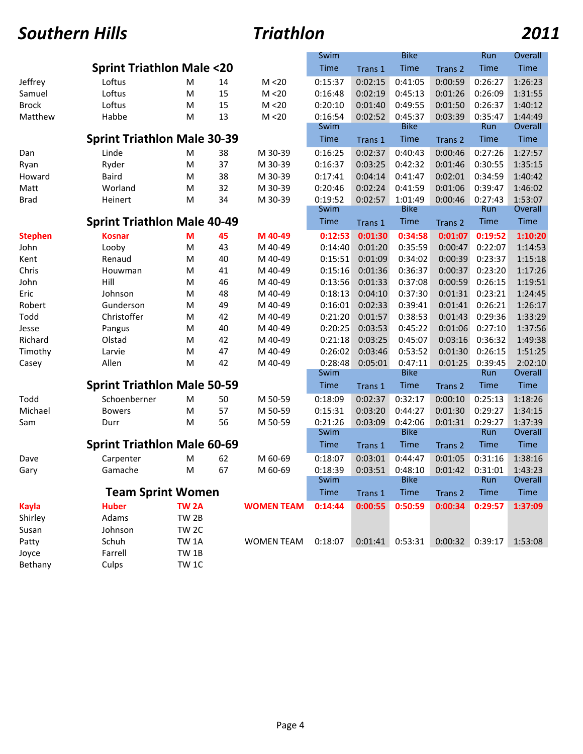# Southern Hills Triathlon 2011

## Sprint Triathlon Male <20

| | | | | | Swim Time | Trans 1 | Bike Time | Trans 2 | Run Time | Overall Time |
|---|---|---|---|---|---|---|---|---|---|---|
| Jeffrey | Loftus | M | 14 | M <20 | 0:15:37 | 0:02:15 | 0:41:05 | 0:00:59 | 0:26:27 | 1:26:23 |
| Samuel | Loftus | M | 15 | M <20 | 0:16:48 | 0:02:19 | 0:45:13 | 0:01:26 | 0:26:09 | 1:31:55 |
| Brock | Loftus | M | 15 | M <20 | 0:20:10 | 0:01:40 | 0:49:55 | 0:01:50 | 0:26:37 | 1:40:12 |
| Matthew | Habbe | M | 13 | M <20 | 0:16:54 | 0:02:52 | 0:45:37 | 0:03:39 | 0:35:47 | 1:44:49 |

## Sprint Triathlon Male 30-39

| | | | | | Swim Time | Trans 1 | Bike Time | Trans 2 | Run Time | Overall Time |
|---|---|---|---|---|---|---|---|---|---|---|
| Dan | Linde | M | 38 | M 30-39 | 0:16:25 | 0:02:37 | 0:40:43 | 0:00:46 | 0:27:26 | 1:27:57 |
| Ryan | Ryder | M | 37 | M 30-39 | 0:16:37 | 0:03:25 | 0:42:32 | 0:01:46 | 0:30:55 | 1:35:15 |
| Howard | Baird | M | 38 | M 30-39 | 0:17:41 | 0:04:14 | 0:41:47 | 0:02:01 | 0:34:59 | 1:40:42 |
| Matt | Worland | M | 32 | M 30-39 | 0:20:46 | 0:02:24 | 0:41:59 | 0:01:06 | 0:39:47 | 1:46:02 |
| Brad | Heinert | M | 34 | M 30-39 | 0:19:52 | 0:02:57 | 1:01:49 | 0:00:46 | 0:27:43 | 1:53:07 |

## Sprint Triathlon Male 40-49

| | | | | | Swim Time | Trans 1 | Bike Time | Trans 2 | Run Time | Overall Time |
|---|---|---|---|---|---|---|---|---|---|---|
| **Stephen** | **Kosnar** | **M** | **45** | **M 40-49** | **0:12:53** | **0:01:30** | **0:34:58** | **0:01:07** | **0:19:52** | **1:10:20** |
| John | Looby | M | 43 | M 40-49 | 0:14:40 | 0:01:20 | 0:35:59 | 0:00:47 | 0:22:07 | 1:14:53 |
| Kent | Renaud | M | 40 | M 40-49 | 0:15:51 | 0:01:09 | 0:34:02 | 0:00:39 | 0:23:37 | 1:15:18 |
| Chris | Houwman | M | 41 | M 40-49 | 0:15:16 | 0:01:36 | 0:36:37 | 0:00:37 | 0:23:20 | 1:17:26 |
| John | Hill | M | 46 | M 40-49 | 0:13:56 | 0:01:33 | 0:37:08 | 0:00:59 | 0:26:15 | 1:19:51 |
| Eric | Johnson | M | 48 | M 40-49 | 0:18:13 | 0:04:10 | 0:37:30 | 0:01:31 | 0:23:21 | 1:24:45 |
| Robert | Gunderson | M | 49 | M 40-49 | 0:16:01 | 0:02:33 | 0:39:41 | 0:01:41 | 0:26:21 | 1:26:17 |
| Todd | Christoffer | M | 42 | M 40-49 | 0:21:20 | 0:01:57 | 0:38:53 | 0:01:43 | 0:29:36 | 1:33:29 |
| Jesse | Pangus | M | 40 | M 40-49 | 0:20:25 | 0:03:53 | 0:45:22 | 0:01:06 | 0:27:10 | 1:37:56 |
| Richard | Olstad | M | 42 | M 40-49 | 0:21:18 | 0:03:25 | 0:45:07 | 0:03:16 | 0:36:32 | 1:49:38 |
| Timothy | Larvie | M | 47 | M 40-49 | 0:26:02 | 0:03:46 | 0:53:52 | 0:01:30 | 0:26:15 | 1:51:25 |
| Casey | Allen | M | 42 | M 40-49 | 0:28:48 | 0:05:01 | 0:47:11 | 0:01:25 | 0:39:45 | 2:02:10 |

## Sprint Triathlon Male 50-59

| | | | | | Swim Time | Trans 1 | Bike Time | Trans 2 | Run Time | Overall Time |
|---|---|---|---|---|---|---|---|---|---|---|
| Todd | Schoenberner | M | 50 | M 50-59 | 0:18:09 | 0:02:37 | 0:32:17 | 0:00:10 | 0:25:13 | 1:18:26 |
| Michael | Bowers | M | 57 | M 50-59 | 0:15:31 | 0:03:20 | 0:44:27 | 0:01:30 | 0:29:27 | 1:34:15 |
| Sam | Durr | M | 56 | M 50-59 | 0:21:26 | 0:03:09 | 0:42:06 | 0:01:31 | 0:29:27 | 1:37:39 |

## Sprint Triathlon Male 60-69

| | | | | | Swim Time | Trans 1 | Bike Time | Trans 2 | Run Time | Overall Time |
|---|---|---|---|---|---|---|---|---|---|---|
| Dave | Carpenter | M | 62 | M 60-69 | 0:18:07 | 0:03:01 | 0:44:47 | 0:01:05 | 0:31:16 | 1:38:16 |
| Gary | Gamache | M | 67 | M 60-69 | 0:18:39 | 0:03:51 | 0:48:10 | 0:01:42 | 0:31:01 | 1:43:23 |

## Team Sprint Women

| | | | | Swim Time | Trans 1 | Bike Time | Trans 2 | Run Time | Overall Time |
|---|---|---|---|---|---|---|---|---|---|
| **Kayla** | **Huber** | **TW 2A** | **WOMEN TEAM** | **0:14:44** | **0:00:55** | **0:50:59** | **0:00:34** | **0:29:57** | **1:37:09** |
| Shirley | Adams | TW 2B | | | | | | | |
| Susan | Johnson | TW 2C | | | | | | | |
| Patty | Schuh | TW 1A | WOMEN TEAM | 0:18:07 | 0:01:41 | 0:53:31 | 0:00:32 | 0:39:17 | 1:53:08 |
| Joyce | Farrell | TW 1B | | | | | | | |
| Bethany | Culps | TW 1C | | | | | | | |